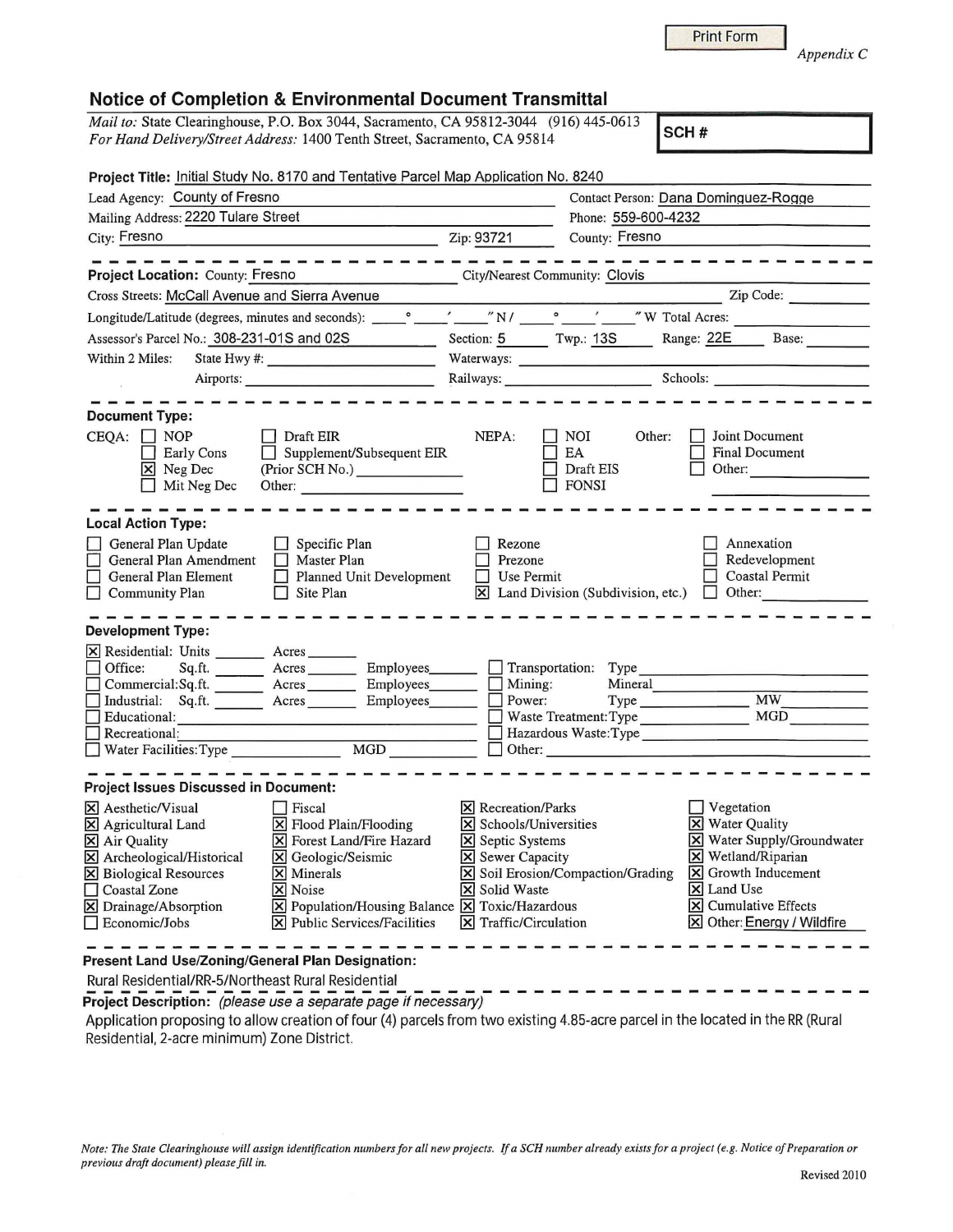Print Form

*Appendix C*

## Notice of Completion & Environmental Document Transmittal

*Mail to:* State Clearinghouse, P.O. Box 3044, Sacramento, CA 95812-3044 (916) 445-0613
*For Hand Delivery/Street Address:* 1400 Tenth Street, Sacramento, CA 95814

**SCH #**

**Project Title:** Initial Study No. 8170 and Tentative Parcel Map Application No. 8240

Lead Agency: County of Fresno
Contact Person: Dana Dominguez-Rogge
Mailing Address: 2220 Tulare Street
Phone: 559-600-4232
City: Fresno  Zip: 93721
County: Fresno

---

**Project Location:** County: Fresno  City/Nearest Community: Clovis
Cross Streets: McCall Avenue and Sierra Avenue  Zip Code:
Longitude/Latitude (degrees, minutes and seconds): ° ′ ″ N / ° ′ ″ W Total Acres:
Assessor's Parcel No.: 308-231-01S and 02S  Section: 5  Twp.: 13S  Range: 22E  Base:
Within 2 Miles: State Hwy #:  Waterways:
Airports:  Railways:  Schools:

---

**Document Type:**

CEQA:
- [ ] NOP
- [ ] Early Cons
- [x] Neg Dec
- [ ] Mit Neg Dec
- [ ] Draft EIR
- [ ] Supplement/Subsequent EIR (Prior SCH No.)
- Other:

NEPA:
- [ ] NOI
- [ ] EA
- [ ] Draft EIS
- [ ] FONSI

Other:
- [ ] Joint Document
- [ ] Final Document
- [ ] Other:

---

**Local Action Type:**

- [ ] General Plan Update
- [ ] General Plan Amendment
- [ ] General Plan Element
- [ ] Community Plan
- [ ] Specific Plan
- [ ] Master Plan
- [ ] Planned Unit Development
- [ ] Site Plan
- [ ] Rezone
- [ ] Prezone
- [ ] Use Permit
- [x] Land Division (Subdivision, etc.)
- [ ] Annexation
- [ ] Redevelopment
- [ ] Coastal Permit
- [ ] Other:

---

**Development Type:**

- [x] Residential: Units ___ Acres ___
- [ ] Office: Sq.ft. ___ Acres ___ Employees ___
- [ ] Commercial: Sq.ft. ___ Acres ___ Employees ___
- [ ] Industrial: Sq.ft. ___ Acres ___ Employees ___
- [ ] Educational:
- [ ] Recreational:
- [ ] Water Facilities: Type ___ MGD ___
- [ ] Transportation: Type
- [ ] Mining: Mineral
- [ ] Power: Type ___ MW
- [ ] Waste Treatment: Type ___ MGD
- [ ] Hazardous Waste: Type
- [ ] Other:

---

**Project Issues Discussed in Document:**

- [x] Aesthetic/Visual
- [x] Agricultural Land
- [x] Air Quality
- [x] Archeological/Historical
- [x] Biological Resources
- [ ] Coastal Zone
- [x] Drainage/Absorption
- [ ] Economic/Jobs
- [ ] Fiscal
- [x] Flood Plain/Flooding
- [x] Forest Land/Fire Hazard
- [x] Geologic/Seismic
- [x] Minerals
- [x] Noise
- [x] Population/Housing Balance
- [x] Public Services/Facilities
- [x] Recreation/Parks
- [x] Schools/Universities
- [x] Septic Systems
- [x] Sewer Capacity
- [x] Soil Erosion/Compaction/Grading
- [x] Solid Waste
- [x] Toxic/Hazardous
- [x] Traffic/Circulation
- [ ] Vegetation
- [x] Water Quality
- [x] Water Supply/Groundwater
- [x] Wetland/Riparian
- [x] Growth Inducement
- [x] Land Use
- [x] Cumulative Effects
- [x] Other: Energy / Wildfire

---

**Present Land Use/Zoning/General Plan Designation:**

Rural Residential/RR-5/Northeast Rural Residential

**Project Description:** *(please use a separate page if necessary)*

Application proposing to allow creation of four (4) parcels from two existing 4.85-acre parcel in the located in the RR (Rural Residential, 2-acre minimum) Zone District.

*Note: The State Clearinghouse will assign identification numbers for all new projects. If a SCH number already exists for a project (e.g. Notice of Preparation or previous draft document) please fill in.*

Revised 2010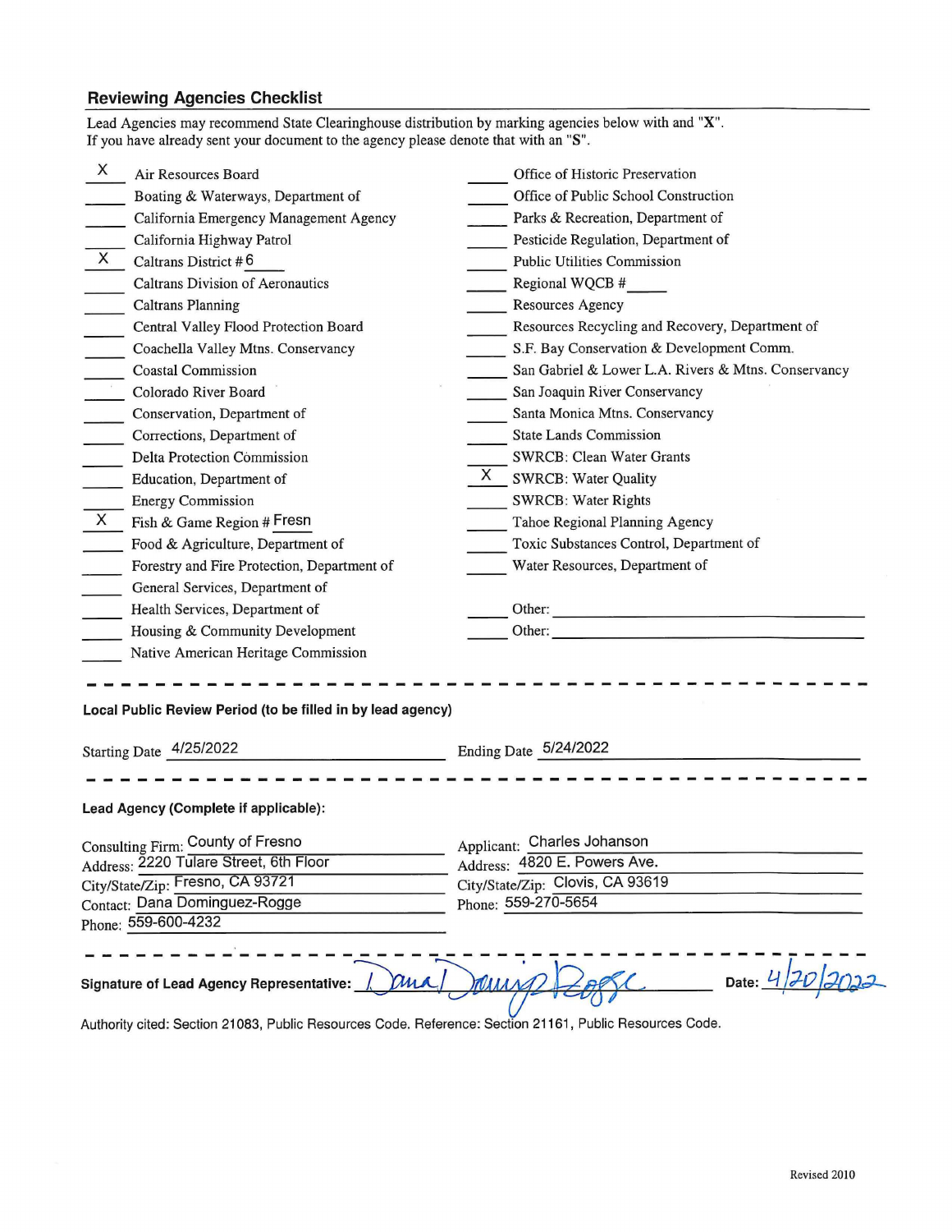## Reviewing Agencies Checklist

Lead Agencies may recommend State Clearinghouse distribution by marking agencies below with and "X".
If you have already sent your document to the agency please denote that with an "S".

| | | | |
|---|---|---|---|
| X | Air Resources Board | | Office of Historic Preservation |
| | Boating & Waterways, Department of | | Office of Public School Construction |
| | California Emergency Management Agency | | Parks & Recreation, Department of |
| | California Highway Patrol | | Pesticide Regulation, Department of |
| X | Caltrans District # 6 | | Public Utilities Commission |
| | Caltrans Division of Aeronautics | | Regional WQCB # |
| | Caltrans Planning | | Resources Agency |
| | Central Valley Flood Protection Board | | Resources Recycling and Recovery, Department of |
| | Coachella Valley Mtns. Conservancy | | S.F. Bay Conservation & Development Comm. |
| | Coastal Commission | | San Gabriel & Lower L.A. Rivers & Mtns. Conservancy |
| | Colorado River Board | | San Joaquin River Conservancy |
| | Conservation, Department of | | Santa Monica Mtns. Conservancy |
| | Corrections, Department of | | State Lands Commission |
| | Delta Protection Commission | | SWRCB: Clean Water Grants |
| | Education, Department of | X | SWRCB: Water Quality |
| | Energy Commission | | SWRCB: Water Rights |
| X | Fish & Game Region # Fresn | | Tahoe Regional Planning Agency |
| | Food & Agriculture, Department of | | Toxic Substances Control, Department of |
| | Forestry and Fire Protection, Department of | | Water Resources, Department of |
| | General Services, Department of | | |
| | Health Services, Department of | | Other: |
| | Housing & Community Development | | Other: |
| | Native American Heritage Commission | | |

**Local Public Review Period (to be filled in by lead agency)**

Starting Date 4/25/2022 Ending Date 5/24/2022

**Lead Agency (Complete if applicable):**

Consulting Firm: County of Fresno
Address: 2220 Tulare Street, 6th Floor
City/State/Zip: Fresno, CA 93721
Contact: Dana Dominguez-Rogge
Phone: 559-600-4232

Applicant: Charles Johanson
Address: 4820 E. Powers Ave.
City/State/Zip: Clovis, CA 93619
Phone: 559-270-5654

**Signature of Lead Agency Representative:** Dana Dominguez-Rogge **Date:** 4/20/2022

Authority cited: Section 21083, Public Resources Code. Reference: Section 21161, Public Resources Code.

Revised 2010